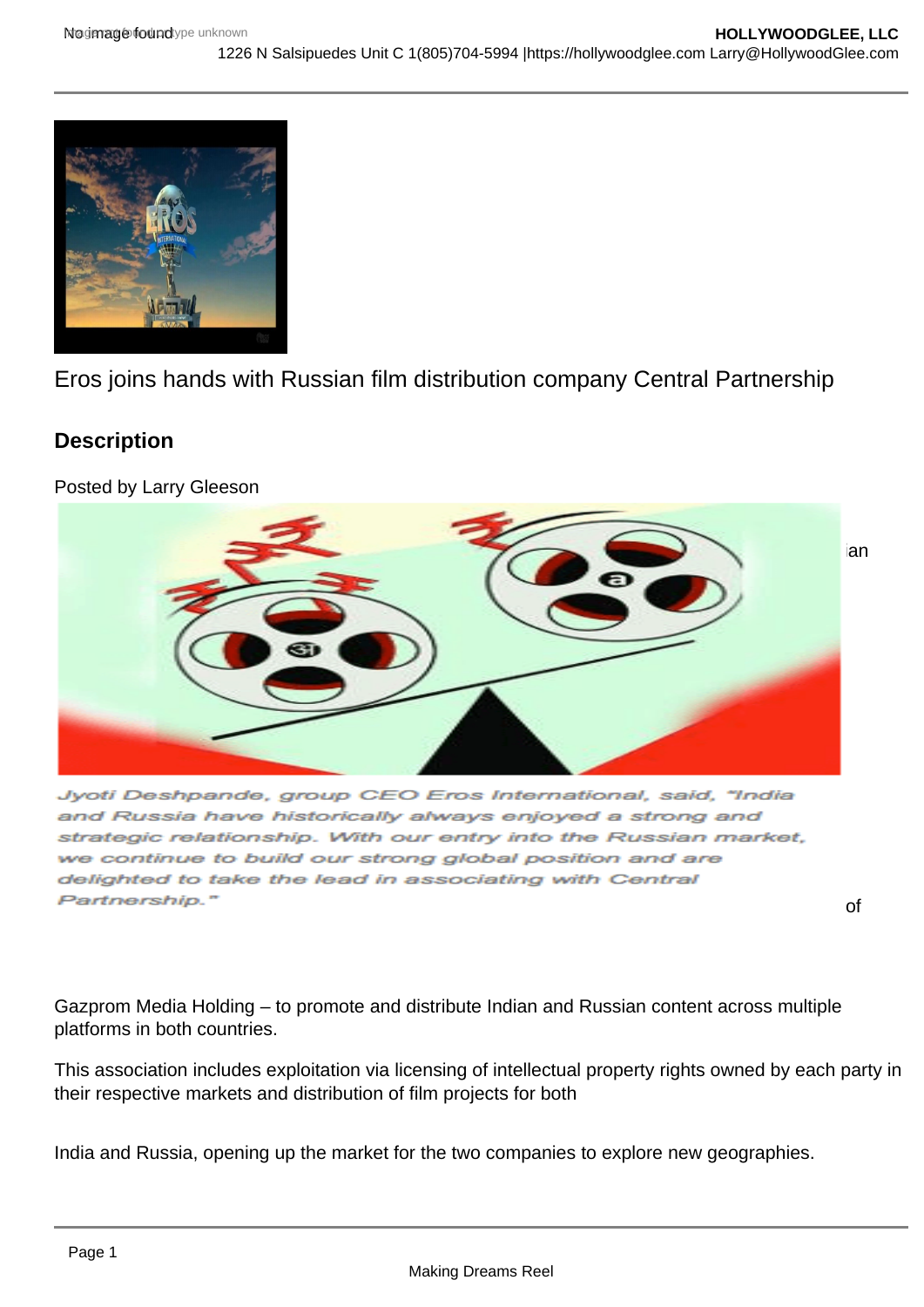Eros joins hands with Russian film distribution company Central Partnership

## Description

Posted by Larry Gleeson

ian

Jyoti Deshpande, group CEO Eros International, said, "India and Russia have historically always enjoyed a strong and strategic relationship. With our entry into the Russian market, we continue to build our strong global position and are delighted to take the lead in associating with Central Partnership."

of

Gazprom Media Holding – to promote and distribute Indian and Russian content across multiple platforms in both countries.

This association includes exploitation via licensing of intellectual property rights owned by each party in their respective markets and distribution of film projects for both

India and Russia, opening up the market for the two companies to explore new geographies.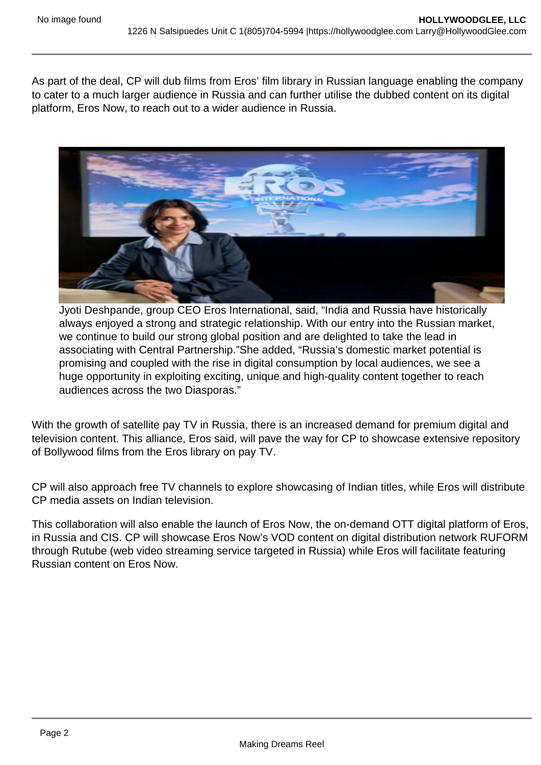As part of the deal, CP will dub films from Eros' film library in Russian language enabling the company to cater to a much larger audience in Russia and can further utilise the dubbed content on its digital platform, Eros Now, to reach out to a wider audience in Russia.

Jyoti Deshpande, group CEO Eros International, said, "India and Russia have historically always enjoyed a strong and strategic relationship. With our entry into the Russian market, we continue to build our strong global position and are delighted to take the lead in associating with Central Partnership."She added, "Russia's domestic market potential is promising and coupled with the rise in digital consumption by local audiences, we see a huge opportunity in exploiting exciting, unique and high-quality content together to reach audiences across the two Diasporas."

With the growth of satellite pay TV in Russia, there is an increased demand for premium digital and television content. This alliance, Eros said, will pave the way for CP to showcase extensive repository of Bollywood films from the Eros library on pay TV.

CP will also approach free TV channels to explore showcasing of Indian titles, while Eros will distribute CP media assets on Indian television.

This collaboration will also enable the launch of Eros Now, the on-demand OTT digital platform of Eros, in Russia and CIS. CP will showcase Eros Now's VOD content on digital distribution network RUFORM through Rutube (web video streaming service targeted in Russia) while Eros will facilitate featuring Russian content on Eros Now.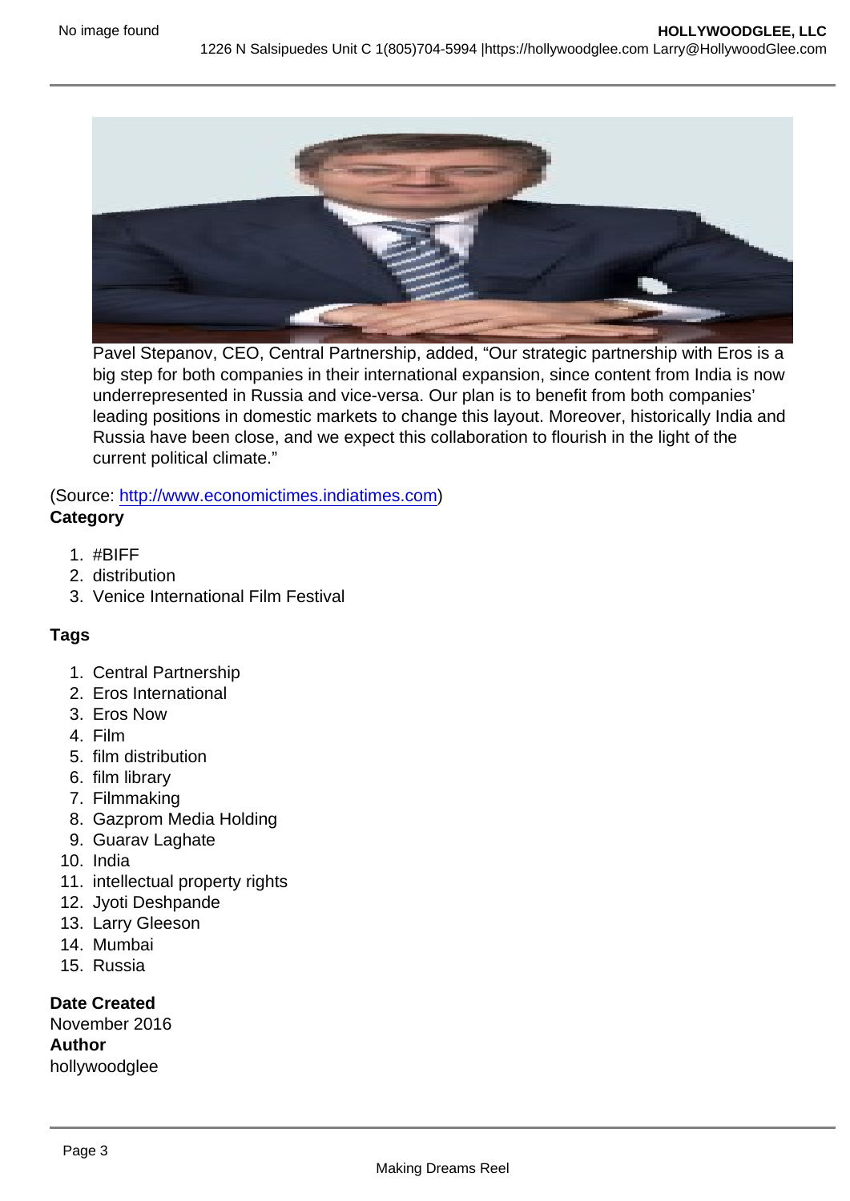Pavel Stepanov, CEO, Central Partnership, added, “Our strategic partnership with Eros is a big step for both companies in their international expansion, since content from India is now underrepresented in Russia and vice-versa. Our plan is to benefit from both companies’ leading positions in domestic markets to change this layout. Moreover, historically India and Russia have been close, and we expect this collaboration to flourish in the light of the current political climate.”

(Source: http://www.economictimes.indiatimes.com)

**Category**

1. #BIFF
2. distribution
3. Venice International Film Festival

**Tags**

1. Central Partnership
2. Eros International
3. Eros Now
4. Film
5. film distribution
6. film library
7. Filmmaking
8. Gazprom Media Holding
9. Guarav Laghate
10. India
11. intellectual property rights
12. Jyoti Deshpande
13. Larry Gleeson
14. Mumbai
15. Russia

**Date Created**

November 2016

**Author**

hollywoodglee